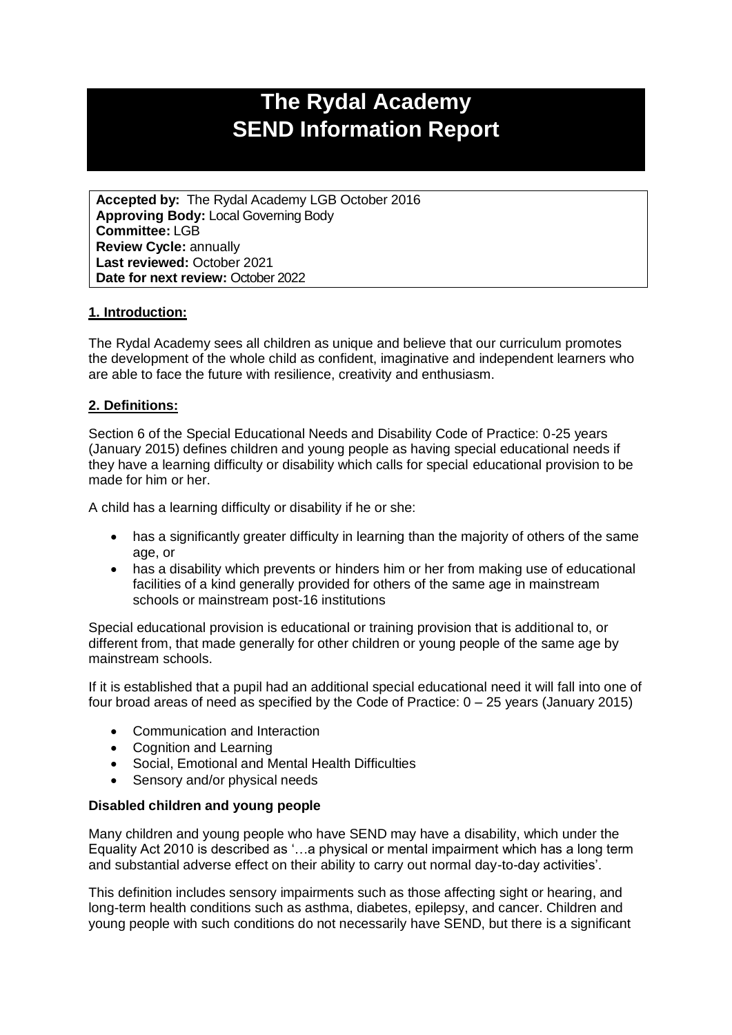# The Rydal Academy
# SEND Information Report

**Accepted by:** The Rydal Academy LGB October 2016
**Approving Body:** Local Governing Body
**Committee:** LGB
**Review Cycle:** annually
**Last reviewed:** October 2021
**Date for next review:** October 2022

## 1. Introduction:

The Rydal Academy sees all children as unique and believe that our curriculum promotes the development of the whole child as confident, imaginative and independent learners who are able to face the future with resilience, creativity and enthusiasm.

## 2. Definitions:

Section 6 of the Special Educational Needs and Disability Code of Practice: 0-25 years (January 2015) defines children and young people as having special educational needs if they have a learning difficulty or disability which calls for special educational provision to be made for him or her.

A child has a learning difficulty or disability if he or she:

- has a significantly greater difficulty in learning than the majority of others of the same age, or
- has a disability which prevents or hinders him or her from making use of educational facilities of a kind generally provided for others of the same age in mainstream schools or mainstream post-16 institutions

Special educational provision is educational or training provision that is additional to, or different from, that made generally for other children or young people of the same age by mainstream schools.

If it is established that a pupil had an additional special educational need it will fall into one of four broad areas of need as specified by the Code of Practice: 0 – 25 years (January 2015)

- Communication and Interaction
- Cognition and Learning
- Social, Emotional and Mental Health Difficulties
- Sensory and/or physical needs

**Disabled children and young people**

Many children and young people who have SEND may have a disability, which under the Equality Act 2010 is described as '…a physical or mental impairment which has a long term and substantial adverse effect on their ability to carry out normal day-to-day activities'.

This definition includes sensory impairments such as those affecting sight or hearing, and long-term health conditions such as asthma, diabetes, epilepsy, and cancer. Children and young people with such conditions do not necessarily have SEND, but there is a significant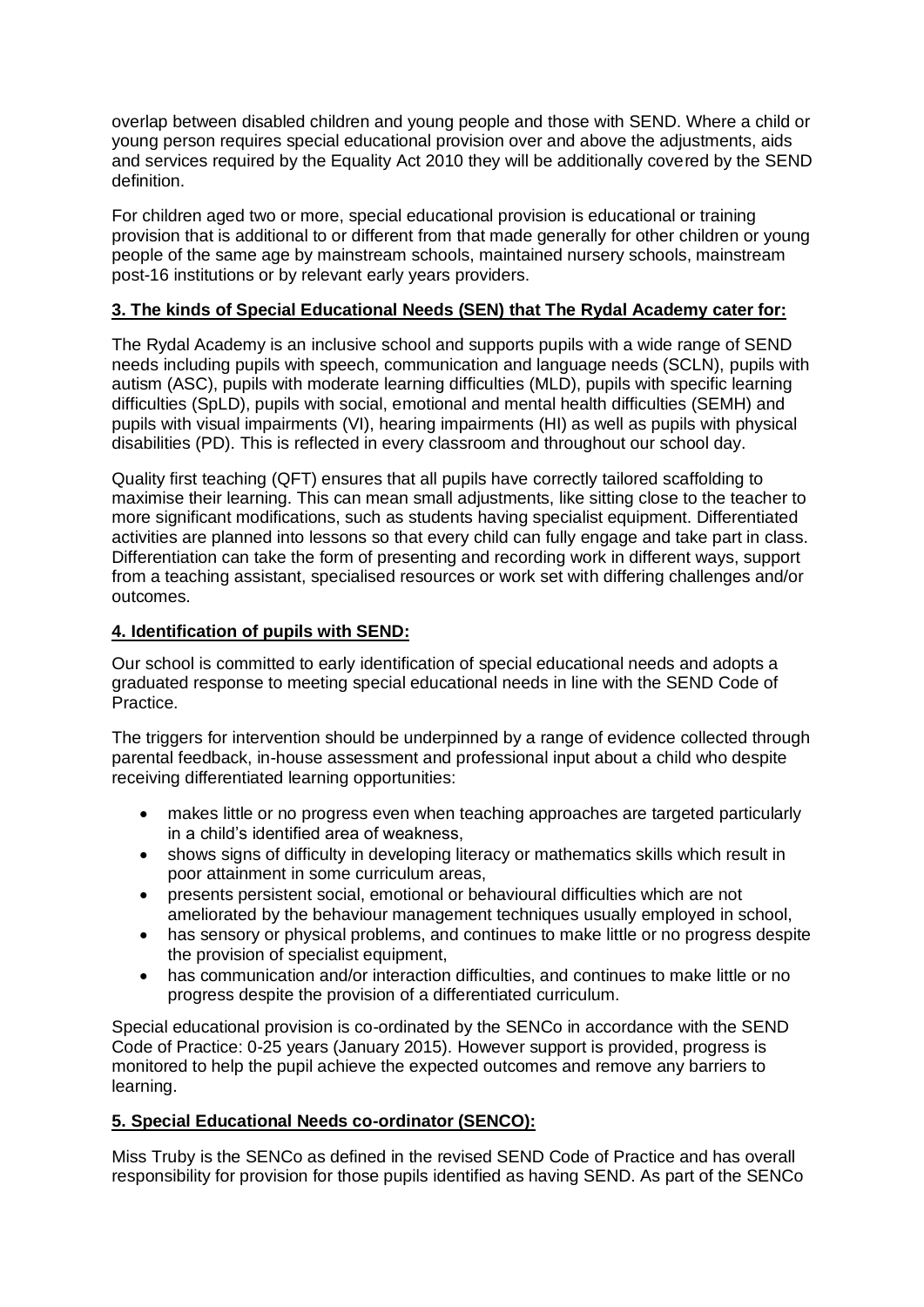overlap between disabled children and young people and those with SEND. Where a child or young person requires special educational provision over and above the adjustments, aids and services required by the Equality Act 2010 they will be additionally covered by the SEND definition.

For children aged two or more, special educational provision is educational or training provision that is additional to or different from that made generally for other children or young people of the same age by mainstream schools, maintained nursery schools, mainstream post-16 institutions or by relevant early years providers.

## **3. The kinds of Special Educational Needs (SEN) that The Rydal Academy cater for:**

The Rydal Academy is an inclusive school and supports pupils with a wide range of SEND needs including pupils with speech, communication and language needs (SCLN), pupils with autism (ASC), pupils with moderate learning difficulties (MLD), pupils with specific learning difficulties (SpLD), pupils with social, emotional and mental health difficulties (SEMH) and pupils with visual impairments (VI), hearing impairments (HI) as well as pupils with physical disabilities (PD). This is reflected in every classroom and throughout our school day.

Quality first teaching (QFT) ensures that all pupils have correctly tailored scaffolding to maximise their learning. This can mean small adjustments, like sitting close to the teacher to more significant modifications, such as students having specialist equipment. Differentiated activities are planned into lessons so that every child can fully engage and take part in class. Differentiation can take the form of presenting and recording work in different ways, support from a teaching assistant, specialised resources or work set with differing challenges and/or outcomes.

## **4. Identification of pupils with SEND:**

Our school is committed to early identification of special educational needs and adopts a graduated response to meeting special educational needs in line with the SEND Code of Practice.

The triggers for intervention should be underpinned by a range of evidence collected through parental feedback, in-house assessment and professional input about a child who despite receiving differentiated learning opportunities:

- makes little or no progress even when teaching approaches are targeted particularly in a child's identified area of weakness,
- shows signs of difficulty in developing literacy or mathematics skills which result in poor attainment in some curriculum areas,
- presents persistent social, emotional or behavioural difficulties which are not ameliorated by the behaviour management techniques usually employed in school,
- has sensory or physical problems, and continues to make little or no progress despite the provision of specialist equipment,
- has communication and/or interaction difficulties, and continues to make little or no progress despite the provision of a differentiated curriculum.

Special educational provision is co-ordinated by the SENCo in accordance with the SEND Code of Practice: 0-25 years (January 2015). However support is provided, progress is monitored to help the pupil achieve the expected outcomes and remove any barriers to learning.

## **5. Special Educational Needs co-ordinator (SENCO):**

Miss Truby is the SENCo as defined in the revised SEND Code of Practice and has overall responsibility for provision for those pupils identified as having SEND. As part of the SENCo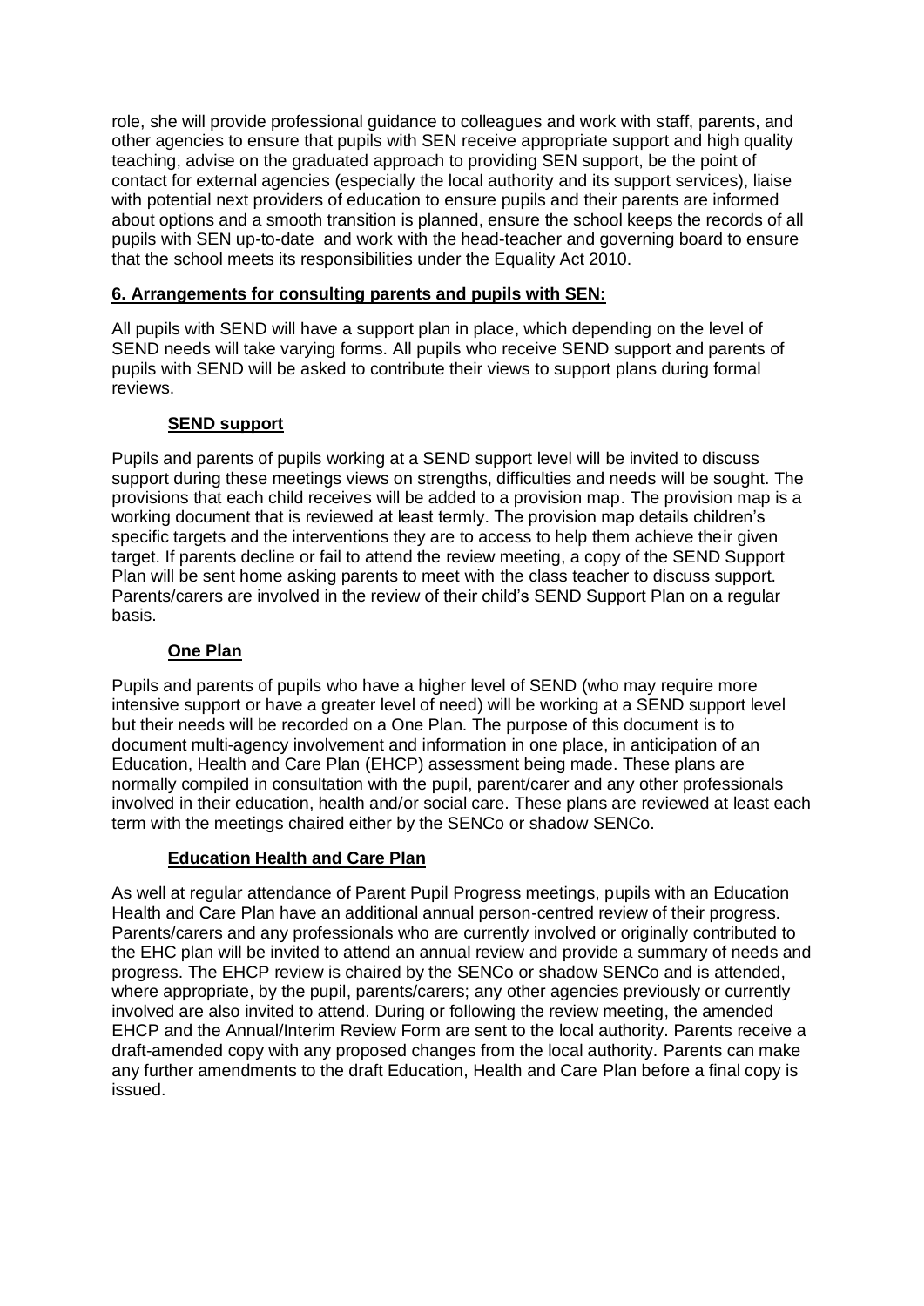role, she will provide professional guidance to colleagues and work with staff, parents, and other agencies to ensure that pupils with SEN receive appropriate support and high quality teaching, advise on the graduated approach to providing SEN support, be the point of contact for external agencies (especially the local authority and its support services), liaise with potential next providers of education to ensure pupils and their parents are informed about options and a smooth transition is planned, ensure the school keeps the records of all pupils with SEN up-to-date and work with the head-teacher and governing board to ensure that the school meets its responsibilities under the Equality Act 2010.

## 6. Arrangements for consulting parents and pupils with SEN:

All pupils with SEND will have a support plan in place, which depending on the level of SEND needs will take varying forms. All pupils who receive SEND support and parents of pupils with SEND will be asked to contribute their views to support plans during formal reviews.

### SEND support

Pupils and parents of pupils working at a SEND support level will be invited to discuss support during these meetings views on strengths, difficulties and needs will be sought. The provisions that each child receives will be added to a provision map. The provision map is a working document that is reviewed at least termly. The provision map details children's specific targets and the interventions they are to access to help them achieve their given target. If parents decline or fail to attend the review meeting, a copy of the SEND Support Plan will be sent home asking parents to meet with the class teacher to discuss support. Parents/carers are involved in the review of their child's SEND Support Plan on a regular basis.

### One Plan

Pupils and parents of pupils who have a higher level of SEND (who may require more intensive support or have a greater level of need) will be working at a SEND support level but their needs will be recorded on a One Plan. The purpose of this document is to document multi-agency involvement and information in one place, in anticipation of an Education, Health and Care Plan (EHCP) assessment being made. These plans are normally compiled in consultation with the pupil, parent/carer and any other professionals involved in their education, health and/or social care. These plans are reviewed at least each term with the meetings chaired either by the SENCo or shadow SENCo.

### Education Health and Care Plan

As well at regular attendance of Parent Pupil Progress meetings, pupils with an Education Health and Care Plan have an additional annual person-centred review of their progress. Parents/carers and any professionals who are currently involved or originally contributed to the EHC plan will be invited to attend an annual review and provide a summary of needs and progress. The EHCP review is chaired by the SENCo or shadow SENCo and is attended, where appropriate, by the pupil, parents/carers; any other agencies previously or currently involved are also invited to attend. During or following the review meeting, the amended EHCP and the Annual/Interim Review Form are sent to the local authority. Parents receive a draft-amended copy with any proposed changes from the local authority. Parents can make any further amendments to the draft Education, Health and Care Plan before a final copy is issued.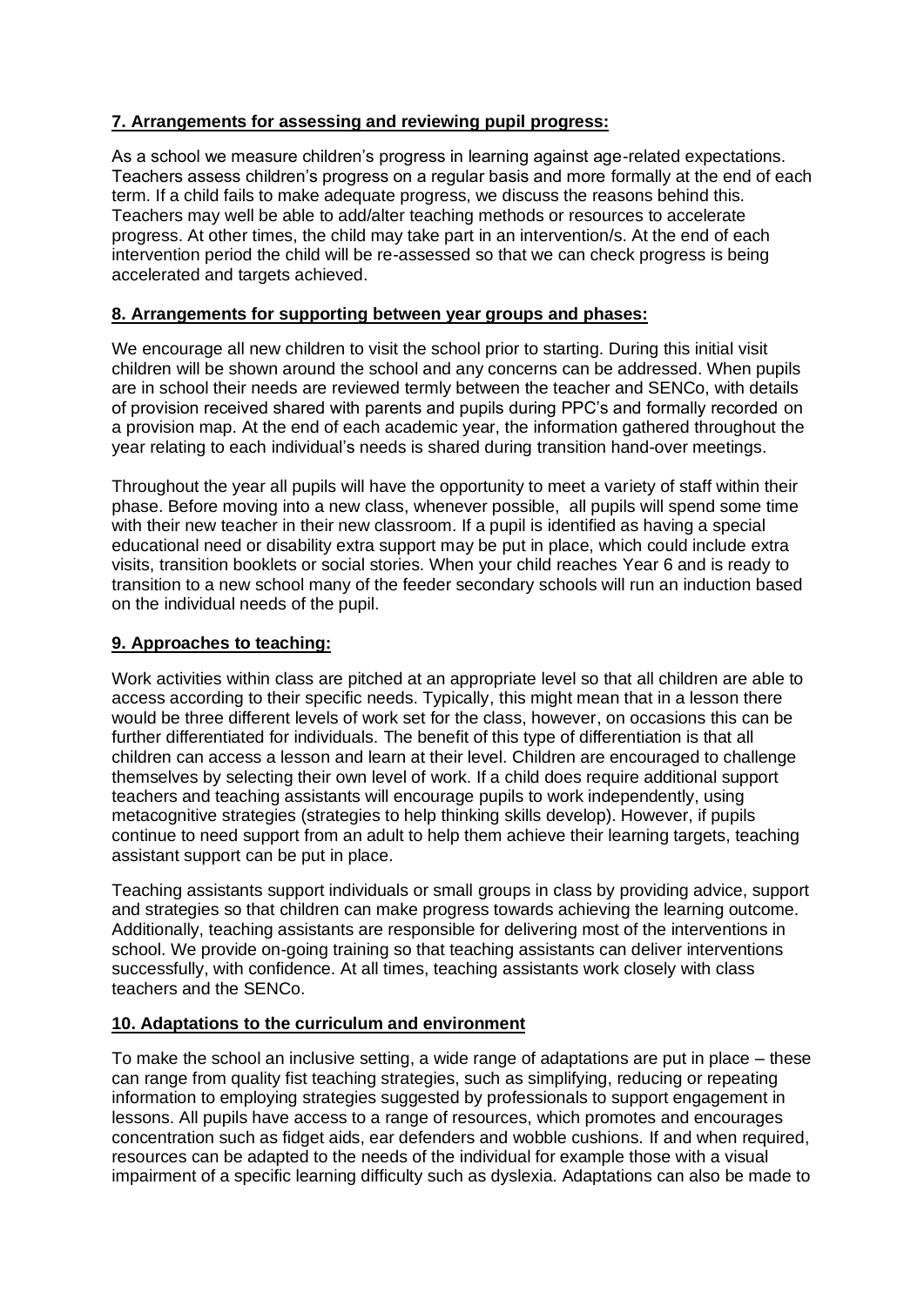**7. Arrangements for assessing and reviewing pupil progress:**

As a school we measure children's progress in learning against age-related expectations. Teachers assess children's progress on a regular basis and more formally at the end of each term. If a child fails to make adequate progress, we discuss the reasons behind this. Teachers may well be able to add/alter teaching methods or resources to accelerate progress. At other times, the child may take part in an intervention/s. At the end of each intervention period the child will be re-assessed so that we can check progress is being accelerated and targets achieved.

**8. Arrangements for supporting between year groups and phases:**

We encourage all new children to visit the school prior to starting. During this initial visit children will be shown around the school and any concerns can be addressed. When pupils are in school their needs are reviewed termly between the teacher and SENCo, with details of provision received shared with parents and pupils during PPC's and formally recorded on a provision map. At the end of each academic year, the information gathered throughout the year relating to each individual's needs is shared during transition hand-over meetings.

Throughout the year all pupils will have the opportunity to meet a variety of staff within their phase. Before moving into a new class, whenever possible, all pupils will spend some time with their new teacher in their new classroom. If a pupil is identified as having a special educational need or disability extra support may be put in place, which could include extra visits, transition booklets or social stories. When your child reaches Year 6 and is ready to transition to a new school many of the feeder secondary schools will run an induction based on the individual needs of the pupil.

**9. Approaches to teaching:**

Work activities within class are pitched at an appropriate level so that all children are able to access according to their specific needs. Typically, this might mean that in a lesson there would be three different levels of work set for the class, however, on occasions this can be further differentiated for individuals. The benefit of this type of differentiation is that all children can access a lesson and learn at their level. Children are encouraged to challenge themselves by selecting their own level of work. If a child does require additional support teachers and teaching assistants will encourage pupils to work independently, using metacognitive strategies (strategies to help thinking skills develop). However, if pupils continue to need support from an adult to help them achieve their learning targets, teaching assistant support can be put in place.

Teaching assistants support individuals or small groups in class by providing advice, support and strategies so that children can make progress towards achieving the learning outcome. Additionally, teaching assistants are responsible for delivering most of the interventions in school. We provide on-going training so that teaching assistants can deliver interventions successfully, with confidence. At all times, teaching assistants work closely with class teachers and the SENCo.

**10. Adaptations to the curriculum and environment**

To make the school an inclusive setting, a wide range of adaptations are put in place – these can range from quality fist teaching strategies, such as simplifying, reducing or repeating information to employing strategies suggested by professionals to support engagement in lessons. All pupils have access to a range of resources, which promotes and encourages concentration such as fidget aids, ear defenders and wobble cushions. If and when required, resources can be adapted to the needs of the individual for example those with a visual impairment of a specific learning difficulty such as dyslexia. Adaptations can also be made to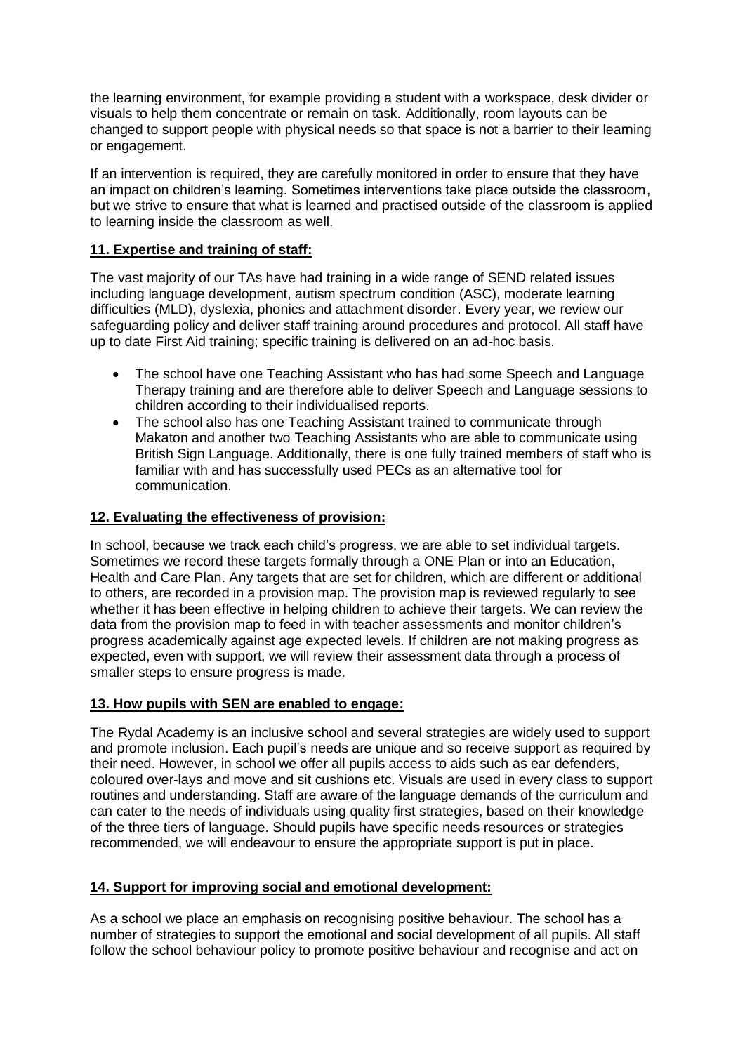the learning environment, for example providing a student with a workspace, desk divider or visuals to help them concentrate or remain on task. Additionally, room layouts can be changed to support people with physical needs so that space is not a barrier to their learning or engagement.

If an intervention is required, they are carefully monitored in order to ensure that they have an impact on children's learning. Sometimes interventions take place outside the classroom, but we strive to ensure that what is learned and practised outside of the classroom is applied to learning inside the classroom as well.

**11. Expertise and training of staff:**

The vast majority of our TAs have had training in a wide range of SEND related issues including language development, autism spectrum condition (ASC), moderate learning difficulties (MLD), dyslexia, phonics and attachment disorder. Every year, we review our safeguarding policy and deliver staff training around procedures and protocol. All staff have up to date First Aid training; specific training is delivered on an ad-hoc basis.

- The school have one Teaching Assistant who has had some Speech and Language Therapy training and are therefore able to deliver Speech and Language sessions to children according to their individualised reports.
- The school also has one Teaching Assistant trained to communicate through Makaton and another two Teaching Assistants who are able to communicate using British Sign Language. Additionally, there is one fully trained members of staff who is familiar with and has successfully used PECs as an alternative tool for communication.

**12. Evaluating the effectiveness of provision:**

In school, because we track each child's progress, we are able to set individual targets. Sometimes we record these targets formally through a ONE Plan or into an Education, Health and Care Plan. Any targets that are set for children, which are different or additional to others, are recorded in a provision map. The provision map is reviewed regularly to see whether it has been effective in helping children to achieve their targets. We can review the data from the provision map to feed in with teacher assessments and monitor children's progress academically against age expected levels. If children are not making progress as expected, even with support, we will review their assessment data through a process of smaller steps to ensure progress is made.

**13. How pupils with SEN are enabled to engage:**

The Rydal Academy is an inclusive school and several strategies are widely used to support and promote inclusion. Each pupil's needs are unique and so receive support as required by their need. However, in school we offer all pupils access to aids such as ear defenders, coloured over-lays and move and sit cushions etc. Visuals are used in every class to support routines and understanding. Staff are aware of the language demands of the curriculum and can cater to the needs of individuals using quality first strategies, based on their knowledge of the three tiers of language. Should pupils have specific needs resources or strategies recommended, we will endeavour to ensure the appropriate support is put in place.

**14. Support for improving social and emotional development:**

As a school we place an emphasis on recognising positive behaviour. The school has a number of strategies to support the emotional and social development of all pupils. All staff follow the school behaviour policy to promote positive behaviour and recognise and act on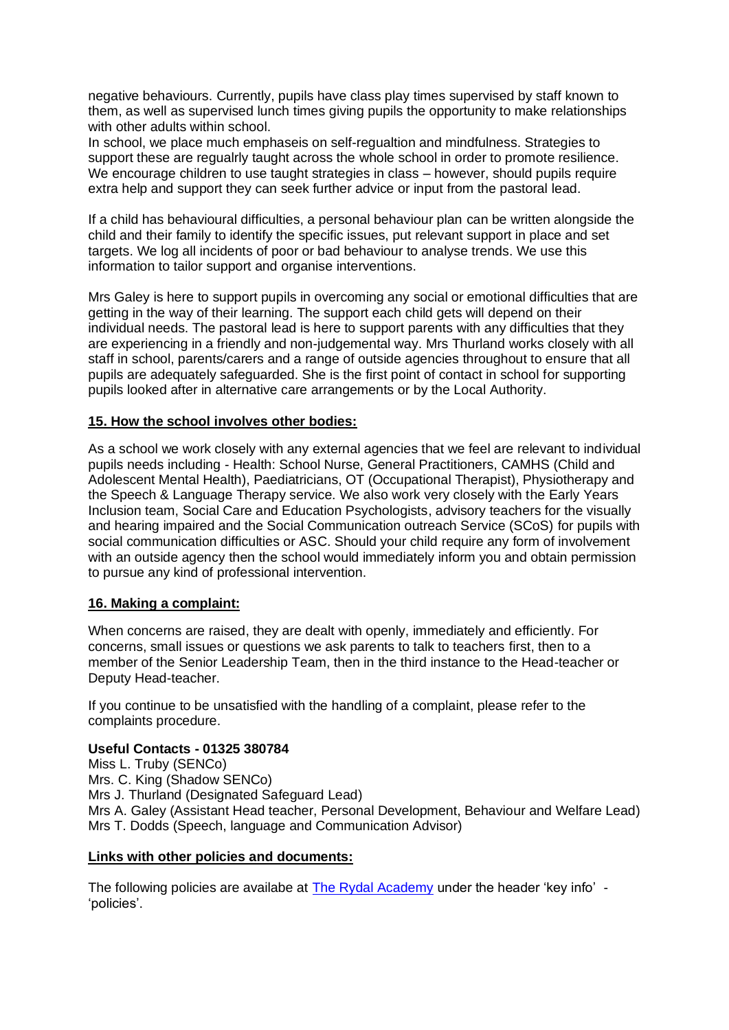negative behaviours. Currently, pupils have class play times supervised by staff known to them, as well as supervised lunch times giving pupils the opportunity to make relationships with other adults within school.
In school, we place much emphaseis on self-regualtion and mindfulness. Strategies to support these are regualrly taught across the whole school in order to promote resilience. We encourage children to use taught strategies in class – however, should pupils require extra help and support they can seek further advice or input from the pastoral lead.

If a child has behavioural difficulties, a personal behaviour plan can be written alongside the child and their family to identify the specific issues, put relevant support in place and set targets. We log all incidents of poor or bad behaviour to analyse trends. We use this information to tailor support and organise interventions.

Mrs Galey is here to support pupils in overcoming any social or emotional difficulties that are getting in the way of their learning. The support each child gets will depend on their individual needs. The pastoral lead is here to support parents with any difficulties that they are experiencing in a friendly and non-judgemental way. Mrs Thurland works closely with all staff in school, parents/carers and a range of outside agencies throughout to ensure that all pupils are adequately safeguarded. She is the first point of contact in school for supporting pupils looked after in alternative care arrangements or by the Local Authority.

## 15. How the school involves other bodies:

As a school we work closely with any external agencies that we feel are relevant to individual pupils needs including - Health: School Nurse, General Practitioners, CAMHS (Child and Adolescent Mental Health), Paediatricians, OT (Occupational Therapist), Physiotherapy and the Speech & Language Therapy service. We also work very closely with the Early Years Inclusion team, Social Care and Education Psychologists, advisory teachers for the visually and hearing impaired and the Social Communication outreach Service (SCoS) for pupils with social communication difficulties or ASC. Should your child require any form of involvement with an outside agency then the school would immediately inform you and obtain permission to pursue any kind of professional intervention.

## 16. Making a complaint:

When concerns are raised, they are dealt with openly, immediately and efficiently. For concerns, small issues or questions we ask parents to talk to teachers first, then to a member of the Senior Leadership Team, then in the third instance to the Head-teacher or Deputy Head-teacher.

If you continue to be unsatisfied with the handling of a complaint, please refer to the complaints procedure.

**Useful Contacts - 01325 380784**
Miss L. Truby (SENCo)
Mrs. C. King (Shadow SENCo)
Mrs J. Thurland (Designated Safeguard Lead)
Mrs A. Galey (Assistant Head teacher, Personal Development, Behaviour and Welfare Lead)
Mrs T. Dodds (Speech, language and Communication Advisor)

## Links with other policies and documents:

The following policies are availabe at The Rydal Academy under the header 'key info' - 'policies'.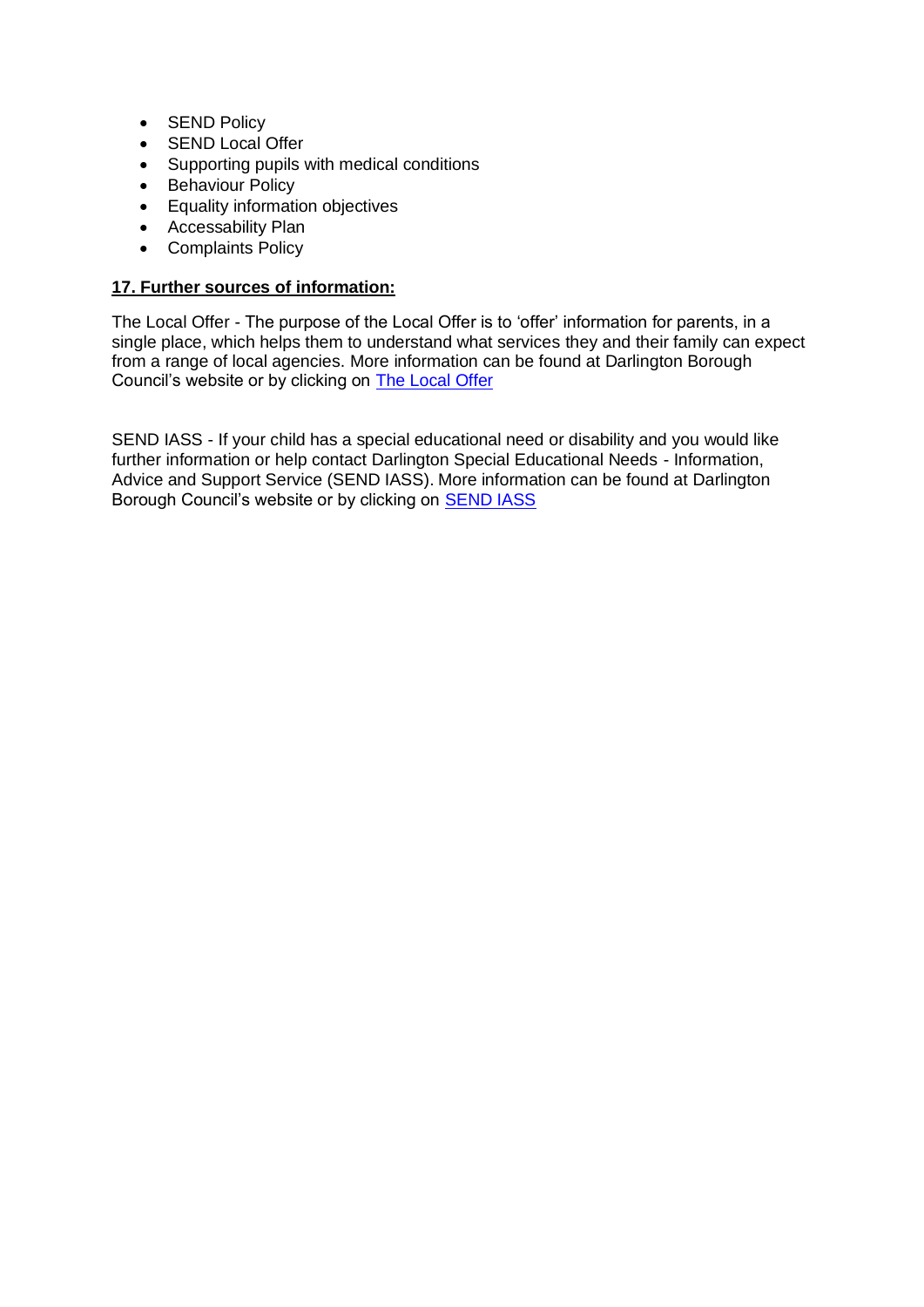- SEND Policy
- SEND Local Offer
- Supporting pupils with medical conditions
- Behaviour Policy
- Equality information objectives
- Accessability Plan
- Complaints Policy

## 17. Further sources of information:

The Local Offer - The purpose of the Local Offer is to 'offer' information for parents, in a single place, which helps them to understand what services they and their family can expect from a range of local agencies. More information can be found at Darlington Borough Council's website or by clicking on The Local Offer

SEND IASS - If your child has a special educational need or disability and you would like further information or help contact Darlington Special Educational Needs - Information, Advice and Support Service (SEND IASS). More information can be found at Darlington Borough Council's website or by clicking on SEND IASS